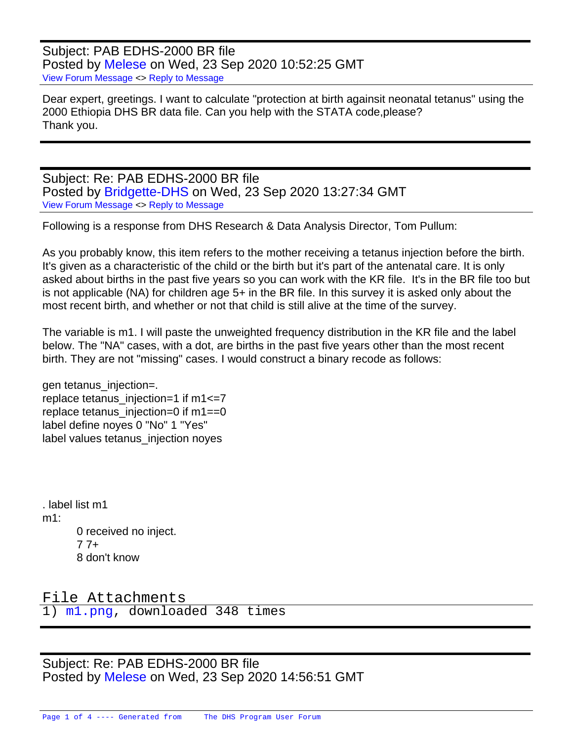Subject: PAB EDHS-2000 BR file
Posted by Melese on Wed, 23 Sep 2020 10:52:25 GMT
View Forum Message <> Reply to Message

Dear expert, greetings. I want to calculate "protection at birth againsit neonatal tetanus" using the 2000 Ethiopia DHS BR data file. Can you help with the STATA code,please?
Thank you.

---

Subject: Re: PAB EDHS-2000 BR file
Posted by Bridgette-DHS on Wed, 23 Sep 2020 13:27:34 GMT
View Forum Message <> Reply to Message

Following is a response from DHS Research & Data Analysis Director, Tom Pullum:

As you probably know, this item refers to the mother receiving a tetanus injection before the birth. It's given as a characteristic of the child or the birth but it's part of the antenatal care. It is only asked about births in the past five years so you can work with the KR file. It's in the BR file too but is not applicable (NA) for children age 5+ in the BR file. In this survey it is asked only about the most recent birth, and whether or not that child is still alive at the time of the survey.

The variable is m1. I will paste the unweighted frequency distribution in the KR file and the label below. The "NA" cases, with a dot, are births in the past five years other than the most recent birth. They are not "missing" cases. I would construct a binary recode as follows:

```
gen tetanus_injection=.
replace tetanus_injection=1 if m1<=7
replace tetanus_injection=0 if m1==0
label define noyes 0 "No" 1 "Yes"
label values tetanus_injection noyes
```

```
. label list m1
m1:
           0 received no inject.
           7 7+
           8 don't know
```

File Attachments
1) m1.png, downloaded 348 times

---

Subject: Re: PAB EDHS-2000 BR file
Posted by Melese on Wed, 23 Sep 2020 14:56:51 GMT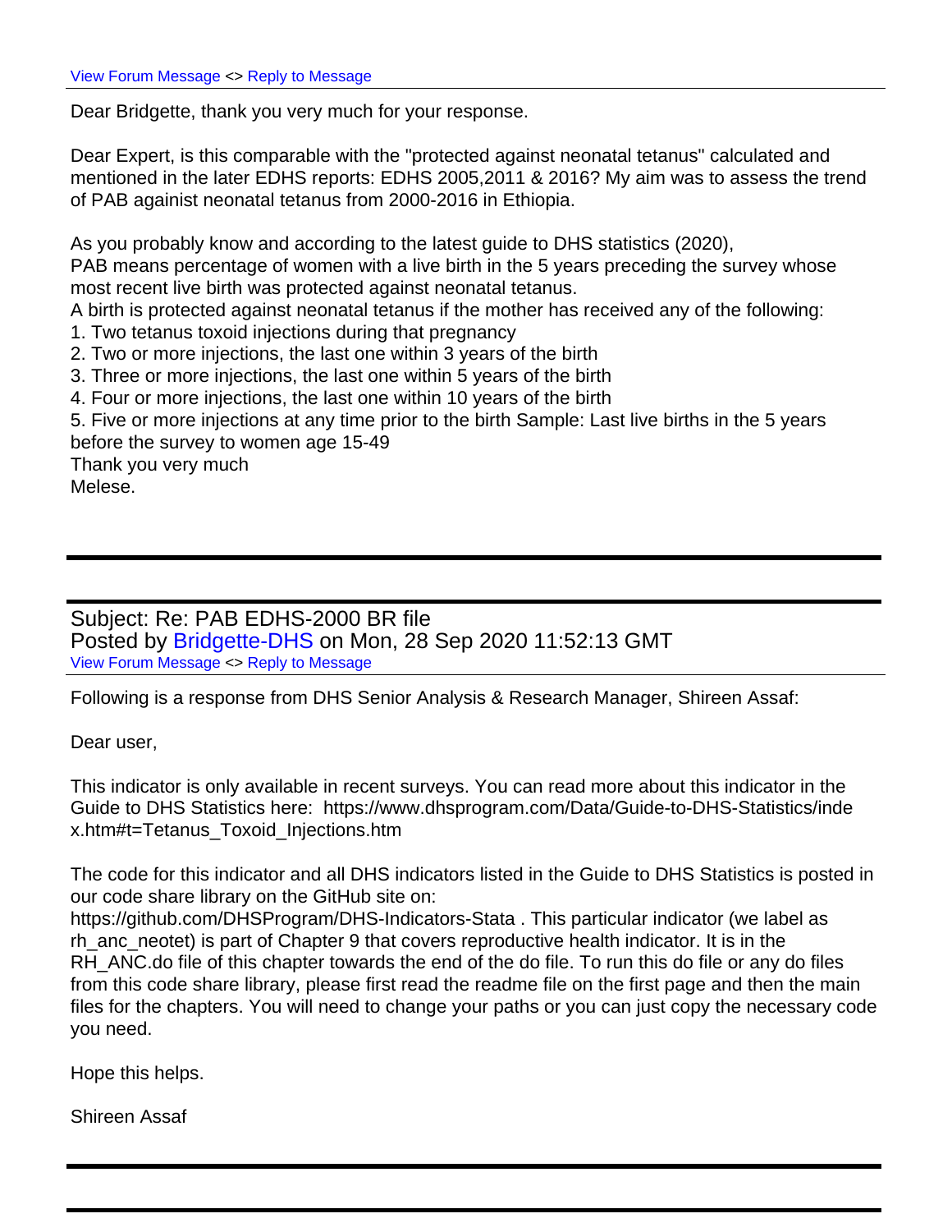View Forum Message <> Reply to Message

Dear Bridgette, thank you very much for your response.

Dear Expert, is this comparable with the "protected against neonatal tetanus" calculated and mentioned in the later EDHS reports: EDHS 2005,2011 & 2016? My aim was to assess the trend of PAB againist neonatal tetanus from 2000-2016 in Ethiopia.

As you probably know and according to the latest guide to DHS statistics (2020),
PAB means percentage of women with a live birth in the 5 years preceding the survey whose most recent live birth was protected against neonatal tetanus.
A birth is protected against neonatal tetanus if the mother has received any of the following:
1. Two tetanus toxoid injections during that pregnancy
2. Two or more injections, the last one within 3 years of the birth
3. Three or more injections, the last one within 5 years of the birth
4. Four or more injections, the last one within 10 years of the birth
5. Five or more injections at any time prior to the birth Sample: Last live births in the 5 years before the survey to women age 15-49

Thank you very much
Melese.

---

Subject: Re: PAB EDHS-2000 BR file
Posted by Bridgette-DHS on Mon, 28 Sep 2020 11:52:13 GMT
View Forum Message <> Reply to Message

Following is a response from DHS Senior Analysis & Research Manager, Shireen Assaf:

Dear user,

This indicator is only available in recent surveys. You can read more about this indicator in the Guide to DHS Statistics here: https://www.dhsprogram.com/Data/Guide-to-DHS-Statistics/index.htm#t=Tetanus_Toxoid_Injections.htm

The code for this indicator and all DHS indicators listed in the Guide to DHS Statistics is posted in our code share library on the GitHub site on:
https://github.com/DHSProgram/DHS-Indicators-Stata . This particular indicator (we label as rh_anc_neotet) is part of Chapter 9 that covers reproductive health indicator. It is in the RH_ANC.do file of this chapter towards the end of the do file. To run this do file or any do files from this code share library, please first read the readme file on the first page and then the main files for the chapters. You will need to change your paths or you can just copy the necessary code you need.

Hope this helps.

Shireen Assaf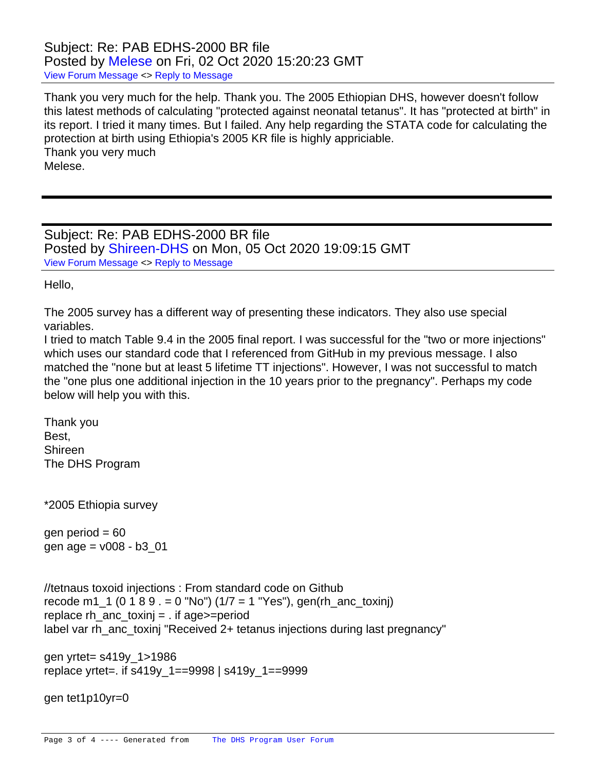Subject: Re: PAB EDHS-2000 BR file
Posted by Melese on Fri, 02 Oct 2020 15:20:23 GMT
View Forum Message <> Reply to Message

Thank you very much for the help. Thank you. The 2005 Ethiopian DHS, however doesn't follow this latest methods of calculating "protected against neonatal tetanus". It has "protected at birth" in its report. I tried it many times. But I failed. Any help regarding the STATA code for calculating the protection at birth using Ethiopia's 2005 KR file is highly appriciable.
Thank you very much
Melese.

---

Subject: Re: PAB EDHS-2000 BR file
Posted by Shireen-DHS on Mon, 05 Oct 2020 19:09:15 GMT
View Forum Message <> Reply to Message

Hello,

The 2005 survey has a different way of presenting these indicators. They also use special variables.
I tried to match Table 9.4 in the 2005 final report. I was successful for the "two or more injections" which uses our standard code that I referenced from GitHub in my previous message. I also matched the "none but at least 5 lifetime TT injections". However, I was not successful to match the "one plus one additional injection in the 10 years prior to the pregnancy". Perhaps my code below will help you with this.

Thank you
Best,
Shireen
The DHS Program

```
*2005 Ethiopia survey

gen period = 60
gen age = v008 - b3_01


//tetnaus toxoid injections : From standard code on Github
recode m1_1 (0 1 8 9 . = 0 "No") (1/7 = 1 "Yes"), gen(rh_anc_toxinj)
replace rh_anc_toxinj = . if age>=period
label var rh_anc_toxinj "Received 2+ tetanus injections during last pregnancy"

gen yrtet= s419y_1>1986
replace yrtet=. if s419y_1==9998 | s419y_1==9999

gen tet1p10yr=0
```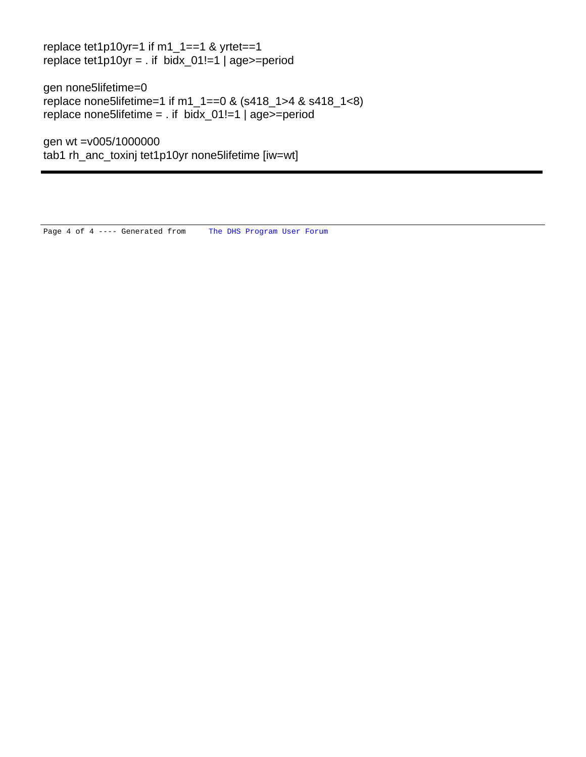```
replace tet1p10yr=1 if m1_1==1 & yrtet==1
replace tet1p10yr = . if  bidx_01!=1 | age>=period

gen none5lifetime=0
replace none5lifetime=1 if m1_1==0 & (s418_1>4 & s418_1<8)
replace none5lifetime = . if  bidx_01!=1 | age>=period

gen wt =v005/1000000
tab1 rh_anc_toxinj tet1p10yr none5lifetime [iw=wt]
```

---